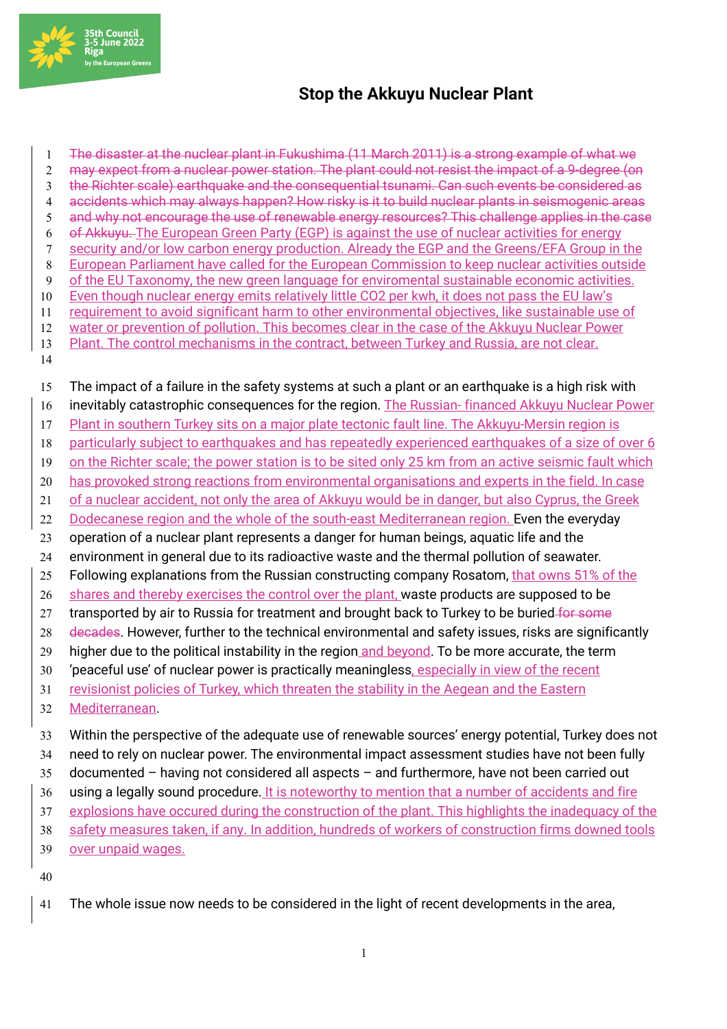# Stop the Akkuyu Nuclear Plant

~~The disaster at the nuclear plant in Fukushima (11 March 2011) is a strong example of what we may expect from a nuclear power station. The plant could not resist the impact of a 9-degree (on the Richter scale) earthquake and the consequential tsunami. Can such events be considered as accidents which may always happen? How risky is it to build nuclear plants in seismogenic areas and why not encourage the use of renewable energy resources? This challenge applies in the case of Akkuyu.~~ The European Green Party (EGP) is against the use of nuclear activities for energy security and/or low carbon energy production. Already the EGP and the Greens/EFA Group in the European Parliament have called for the European Commission to keep nuclear activities outside of the EU Taxonomy, the new green language for enviromental sustainable economic activities. Even though nuclear energy emits relatively little $CO_2$ per kwh, it does not pass the EU law's requirement to avoid significant harm to other environmental objectives, like sustainable use of water or prevention of pollution. This becomes clear in the case of the Akkuyu Nuclear Power Plant. The control mechanisms in the contract, between Turkey and Russia, are not clear.

The impact of a failure in the safety systems at such a plant or an earthquake is a high risk with inevitably catastrophic consequences for the region. The Russian- financed Akkuyu Nuclear Power Plant in southern Turkey sits on a major plate tectonic fault line. The Akkuyu-Mersin region is particularly subject to earthquakes and has repeatedly experienced earthquakes of a size of over 6 on the Richter scale; the power station is to be sited only 25 km from an active seismic fault which has provoked strong reactions from environmental organisations and experts in the field. In case of a nuclear accident, not only the area of Akkuyu would be in danger, but also Cyprus, the Greek Dodecanese region and the whole of the south-east Mediterranean region. Even the everyday operation of a nuclear plant represents a danger for human beings, aquatic life and the environment in general due to its radioactive waste and the thermal pollution of seawater. Following explanations from the Russian constructing company Rosatom, that owns 51% of the shares and thereby exercises the control over the plant, waste products are supposed to be transported by air to Russia for treatment and brought back to Turkey to be buried ~~for some decades~~. However, further to the technical environmental and safety issues, risks are significantly higher due to the political instability in the region and beyond. To be more accurate, the term 'peaceful use' of nuclear power is practically meaningless, especially in view of the recent revisionist policies of Turkey, which threaten the stability in the Aegean and the Eastern Mediterranean.

Within the perspective of the adequate use of renewable sources' energy potential, Turkey does not need to rely on nuclear power. The environmental impact assessment studies have not been fully documented – having not considered all aspects – and furthermore, have not been carried out using a legally sound procedure. It is noteworthy to mention that a number of accidents and fire explosions have occured during the construction of the plant. This highlights the inadequacy of the safety measures taken, if any. In addition, hundreds of workers of construction firms downed tools over unpaid wages.

The whole issue now needs to be considered in the light of recent developments in the area,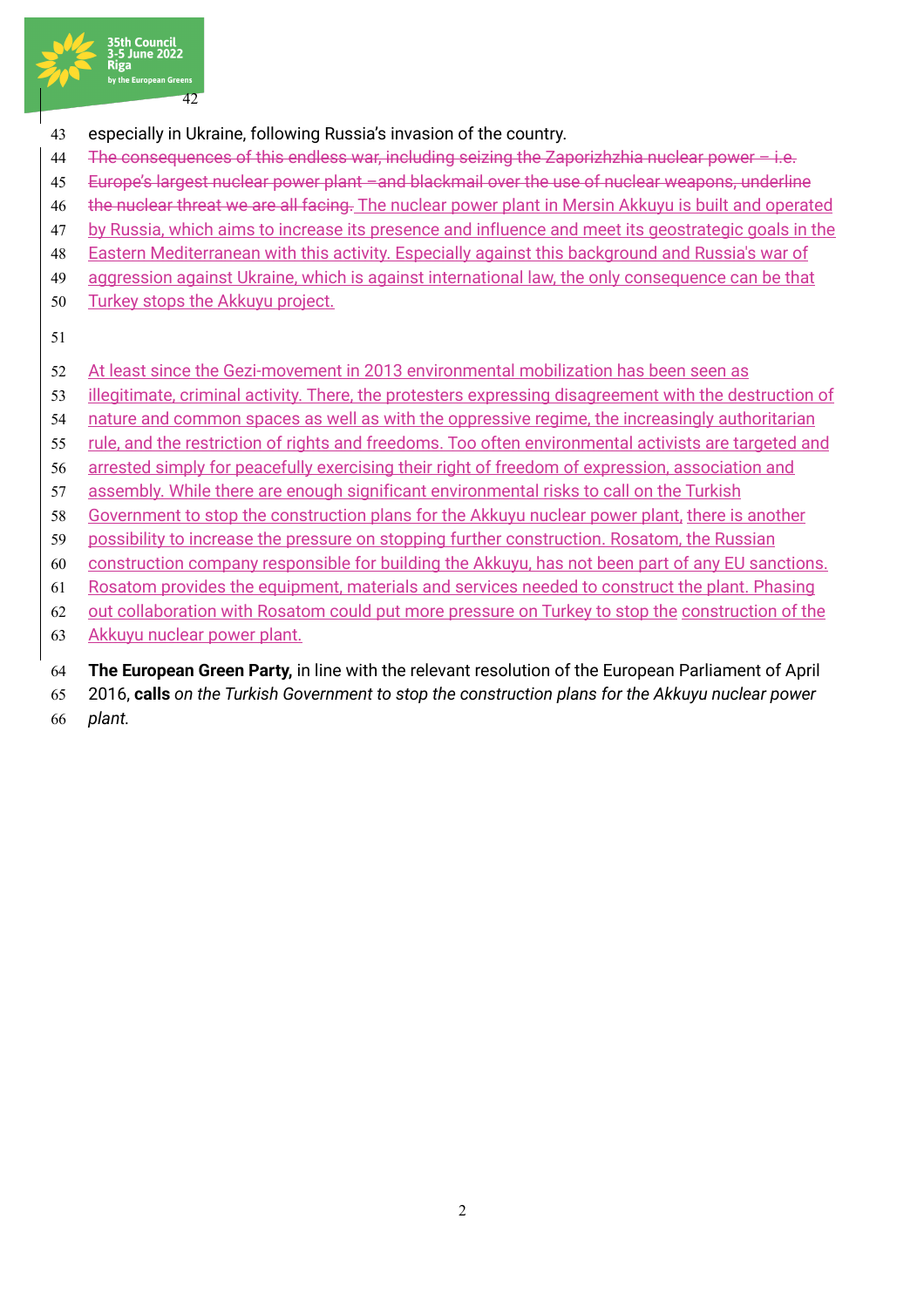especially in Ukraine, following Russia's invasion of the country.

~~The consequences of this endless war, including seizing the Zaporizhzhia nuclear power – i.e. Europe's largest nuclear power plant –and blackmail over the use of nuclear weapons, underline the nuclear threat we are all facing.~~ The nuclear power plant in Mersin Akkuyu is built and operated by Russia, which aims to increase its presence and influence and meet its geostrategic goals in the Eastern Mediterranean with this activity. Especially against this background and Russia's war of aggression against Ukraine, which is against international law, the only consequence can be that Turkey stops the Akkuyu project.

At least since the Gezi-movement in 2013 environmental mobilization has been seen as illegitimate, criminal activity. There, the protesters expressing disagreement with the destruction of nature and common spaces as well as with the oppressive regime, the increasingly authoritarian rule, and the restriction of rights and freedoms. Too often environmental activists are targeted and arrested simply for peacefully exercising their right of freedom of expression, association and assembly. While there are enough significant environmental risks to call on the Turkish Government to stop the construction plans for the Akkuyu nuclear power plant, there is another possibility to increase the pressure on stopping further construction. Rosatom, the Russian construction company responsible for building the Akkuyu, has not been part of any EU sanctions. Rosatom provides the equipment, materials and services needed to construct the plant. Phasing out collaboration with Rosatom could put more pressure on Turkey to stop the construction of the Akkuyu nuclear power plant.

**The European Green Party,** in line with the relevant resolution of the European Parliament of April 2016, **calls** *on the Turkish Government to stop the construction plans for the Akkuyu nuclear power plant.*